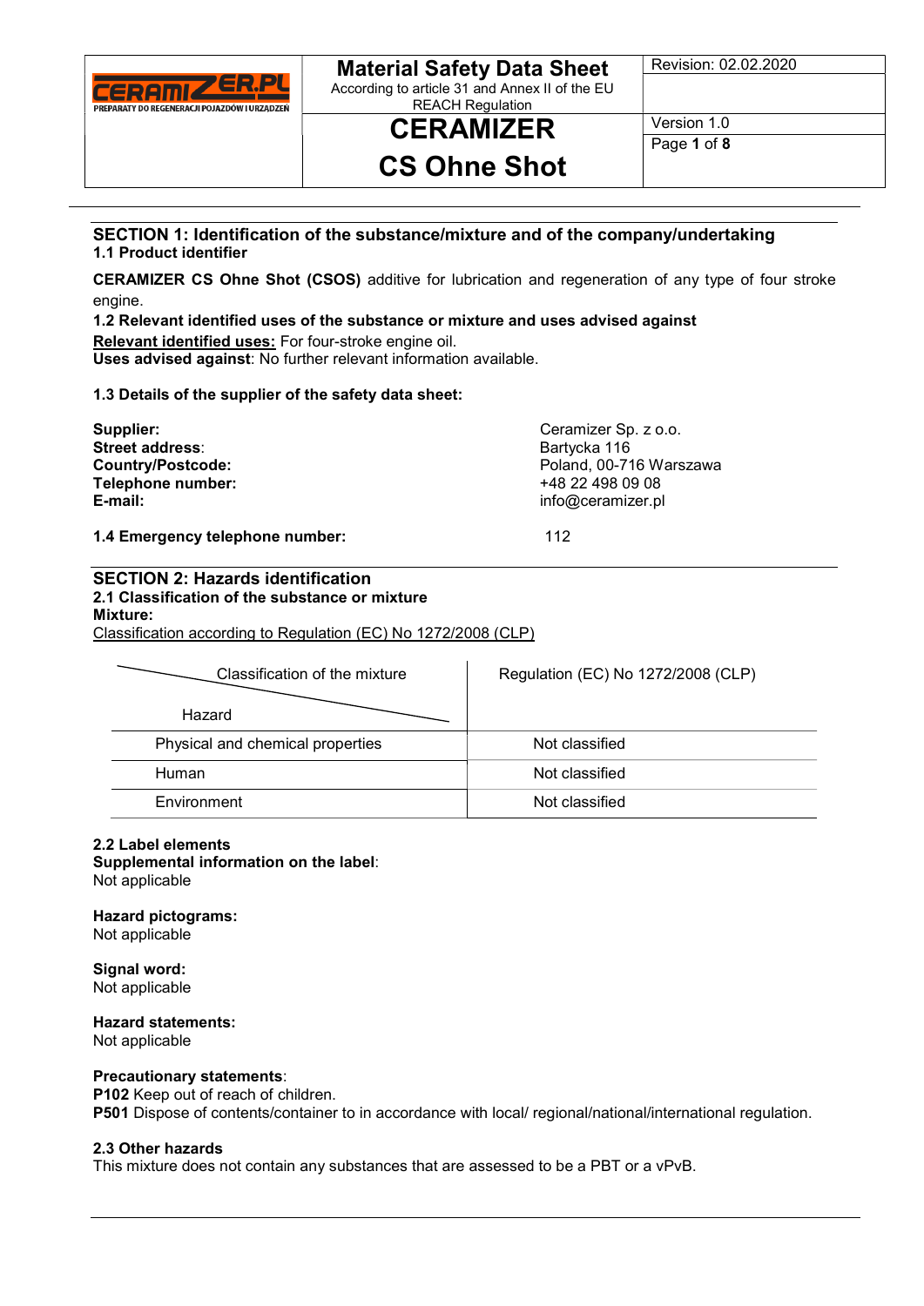# Material Safety Data Sheet

According to article 31 and Annex II of the EU REACH Regulation

# CERAMIZER CS Ohne Shot

Revision: 02.02.2020

Version 1.0

## SECTION 1: Identification of the substance/mixture and of the company/undertaking

### 1.1 Product identifier

**CERAMIZER CS Ohne Shot (CSOS)** additive for lubrication and regeneration of any type of four stroke engine.

### 1.2 Relevant identified uses of the substance or mixture and uses advised against

**Relevant identified uses:** For four-stroke engine oil.

**Uses advised against**: No further relevant information available.

### 1.3 Details of the supplier of the safety data sheet:

| | |
|---|---|
| **Supplier:** | Ceramizer Sp. z o.o. |
| **Street address**: | Bartycka 116 |
| **Country/Postcode:** | Poland, 00-716 Warszawa |
| **Telephone number:** | +48 22 498 09 08 |
| **E-mail:** | info@ceramizer.pl |

### 1.4 Emergency telephone number: 112

## SECTION 2: Hazards identification

### 2.1 Classification of the substance or mixture

**Mixture:**

Classification according to Regulation (EC) No 1272/2008 (CLP)

| Classification of the mixture / Hazard | Regulation (EC) No 1272/2008 (CLP) |
|---|---|
| Physical and chemical properties | Not classified |
| Human | Not classified |
| Environment | Not classified |

### 2.2 Label elements

**Supplemental information on the label**:
Not applicable

**Hazard pictograms:**
Not applicable

**Signal word:**
Not applicable

**Hazard statements:**
Not applicable

**Precautionary statements**:
**P102** Keep out of reach of children.
**P501** Dispose of contents/container to in accordance with local/ regional/national/international regulation.

### 2.3 Other hazards

This mixture does not contain any substances that are assessed to be a PBT or a vPvB.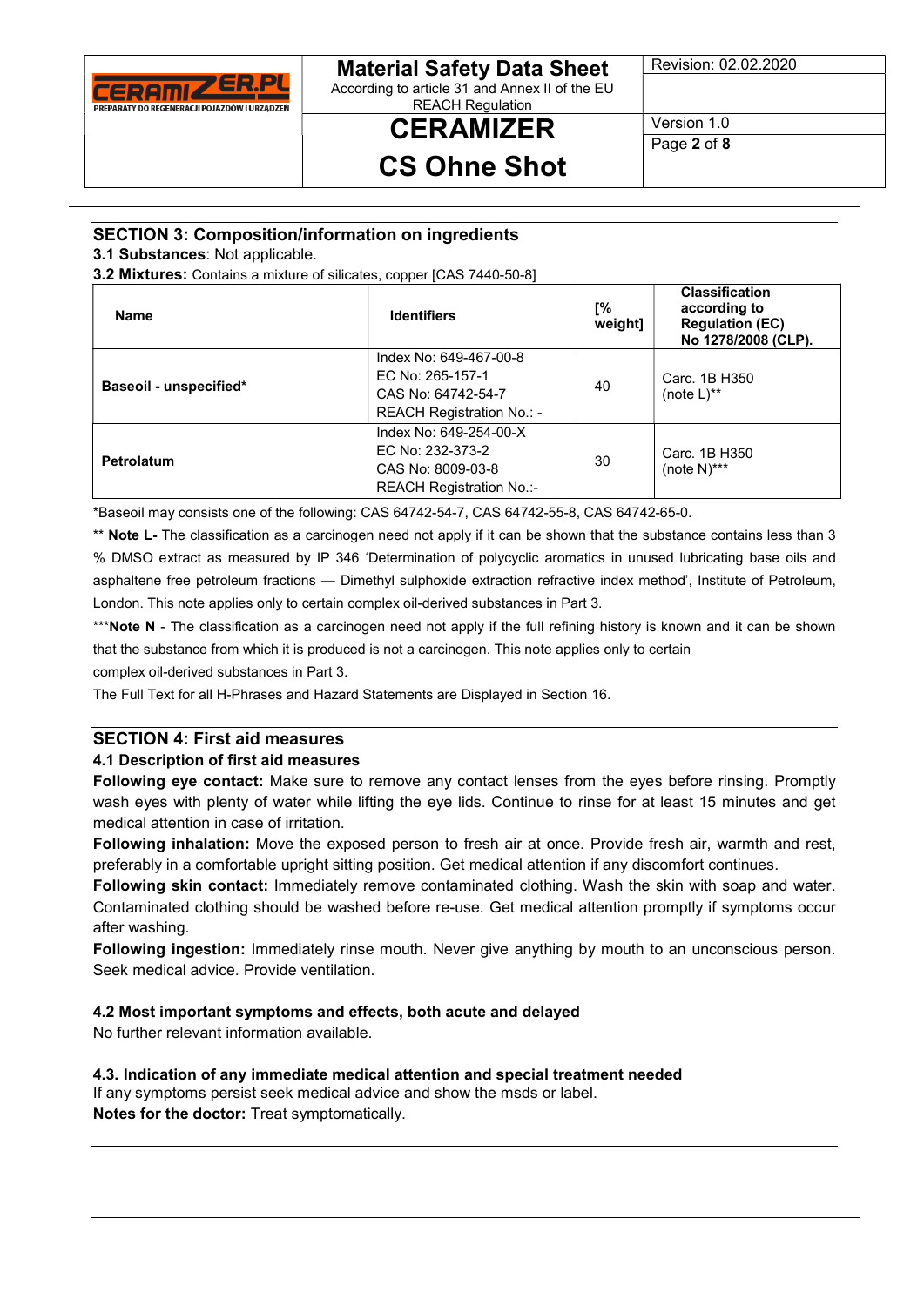## SECTION 3: Composition/information on ingredients

**3.1 Substances**: Not applicable.

**3.2 Mixtures:** Contains a mixture of silicates, copper [CAS 7440-50-8]

| Name | Identifiers | [% weight] | Classification according to Regulation (EC) No 1278/2008 (CLP). |
|---|---|---|---|
| **Baseoil - unspecified*** | Index No: 649-467-00-8<br>EC No: 265-157-1<br>CAS No: 64742-54-7<br>REACH Registration No.: - | 40 | Carc. 1B H350<br>(note L)** |
| **Petrolatum** | Index No: 649-254-00-X<br>EC No: 232-373-2<br>CAS No: 8009-03-8<br>REACH Registration No.:- | 30 | Carc. 1B H350<br>(note N)*** |

*Baseoil may consists one of the following: CAS 64742-54-7, CAS 64742-55-8, CAS 64742-65-0.

** **Note L-** The classification as a carcinogen need not apply if it can be shown that the substance contains less than 3 % DMSO extract as measured by IP 346 'Determination of polycyclic aromatics in unused lubricating base oils and asphaltene free petroleum fractions — Dimethyl sulphoxide extraction refractive index method', Institute of Petroleum, London. This note applies only to certain complex oil-derived substances in Part 3.

***__Note N__ - The classification as a carcinogen need not apply if the full refining history is known and it can be shown that the substance from which it is produced is not a carcinogen. This note applies only to certain complex oil-derived substances in Part 3.

The Full Text for all H-Phrases and Hazard Statements are Displayed in Section 16.

## SECTION 4: First aid measures

### 4.1 Description of first aid measures

**Following eye contact:** Make sure to remove any contact lenses from the eyes before rinsing. Promptly wash eyes with plenty of water while lifting the eye lids. Continue to rinse for at least 15 minutes and get medical attention in case of irritation.

**Following inhalation:** Move the exposed person to fresh air at once. Provide fresh air, warmth and rest, preferably in a comfortable upright sitting position. Get medical attention if any discomfort continues.

**Following skin contact:** Immediately remove contaminated clothing. Wash the skin with soap and water. Contaminated clothing should be washed before re-use. Get medical attention promptly if symptoms occur after washing.

**Following ingestion:** Immediately rinse mouth. Never give anything by mouth to an unconscious person. Seek medical advice. Provide ventilation.

### 4.2 Most important symptoms and effects, both acute and delayed

No further relevant information available.

### 4.3. Indication of any immediate medical attention and special treatment needed

If any symptoms persist seek medical advice and show the msds or label.

**Notes for the doctor:** Treat symptomatically.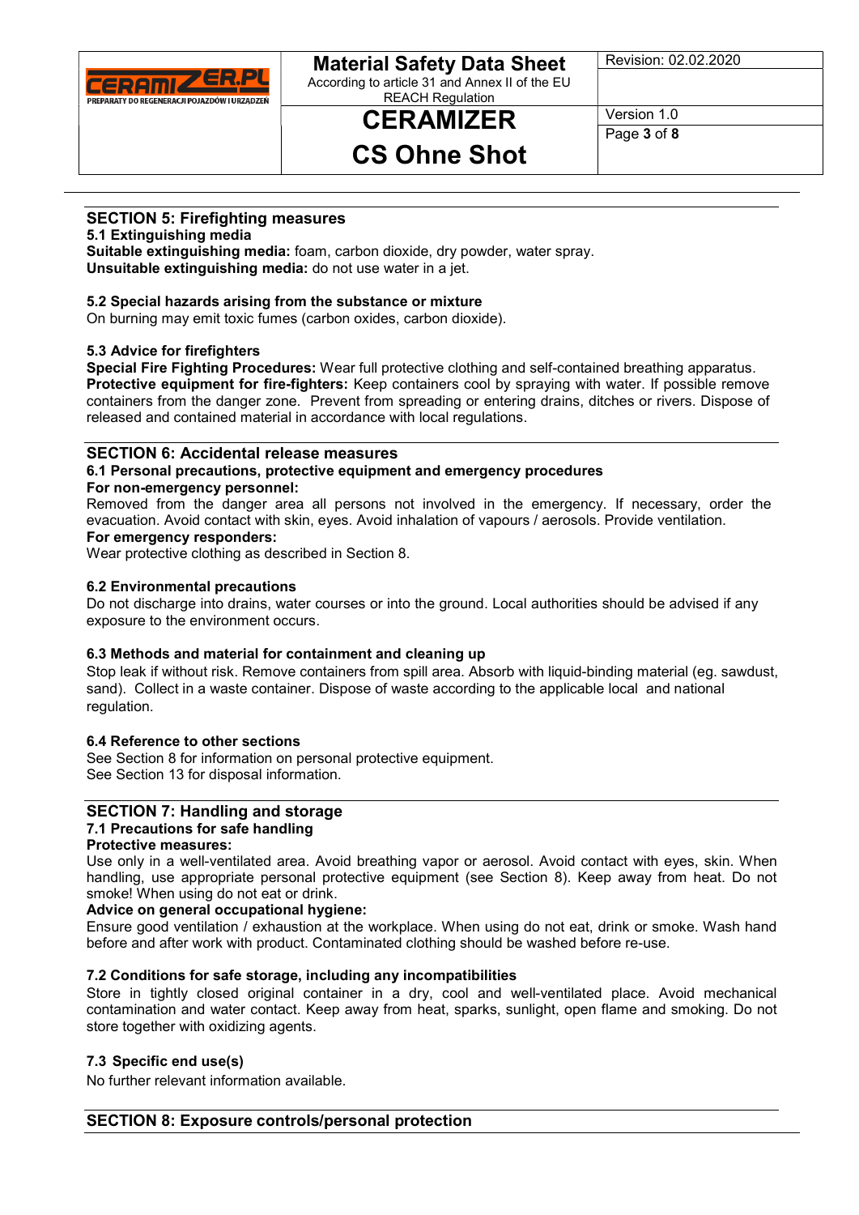## SECTION 5: Firefighting measures

### 5.1 Extinguishing media

**Suitable extinguishing media:** foam, carbon dioxide, dry powder, water spray.
**Unsuitable extinguishing media:** do not use water in a jet.

### 5.2 Special hazards arising from the substance or mixture

On burning may emit toxic fumes (carbon oxides, carbon dioxide).

### 5.3 Advice for firefighters

**Special Fire Fighting Procedures:** Wear full protective clothing and self-contained breathing apparatus.
**Protective equipment for fire-fighters:** Keep containers cool by spraying with water. If possible remove containers from the danger zone. Prevent from spreading or entering drains, ditches or rivers. Dispose of released and contained material in accordance with local regulations.

## SECTION 6: Accidental release measures

### 6.1 Personal precautions, protective equipment and emergency procedures

**For non-emergency personnel:**
Removed from the danger area all persons not involved in the emergency. If necessary, order the evacuation. Avoid contact with skin, eyes. Avoid inhalation of vapours / aerosols. Provide ventilation.
**For emergency responders:**
Wear protective clothing as described in Section 8.

### 6.2 Environmental precautions

Do not discharge into drains, water courses or into the ground. Local authorities should be advised if any exposure to the environment occurs.

### 6.3 Methods and material for containment and cleaning up

Stop leak if without risk. Remove containers from spill area. Absorb with liquid-binding material (eg. sawdust, sand). Collect in a waste container. Dispose of waste according to the applicable local and national regulation.

### 6.4 Reference to other sections

See Section 8 for information on personal protective equipment.
See Section 13 for disposal information.

## SECTION 7: Handling and storage

### 7.1 Precautions for safe handling

**Protective measures:**
Use only in a well-ventilated area. Avoid breathing vapor or aerosol. Avoid contact with eyes, skin. When handling, use appropriate personal protective equipment (see Section 8). Keep away from heat. Do not smoke! When using do not eat or drink.
**Advice on general occupational hygiene:**
Ensure good ventilation / exhaustion at the workplace. When using do not eat, drink or smoke. Wash hand before and after work with product. Contaminated clothing should be washed before re-use.

### 7.2 Conditions for safe storage, including any incompatibilities

Store in tightly closed original container in a dry, cool and well-ventilated place. Avoid mechanical contamination and water contact. Keep away from heat, sparks, sunlight, open flame and smoking. Do not store together with oxidizing agents.

### 7.3 Specific end use(s)

No further relevant information available.

## SECTION 8: Exposure controls/personal protection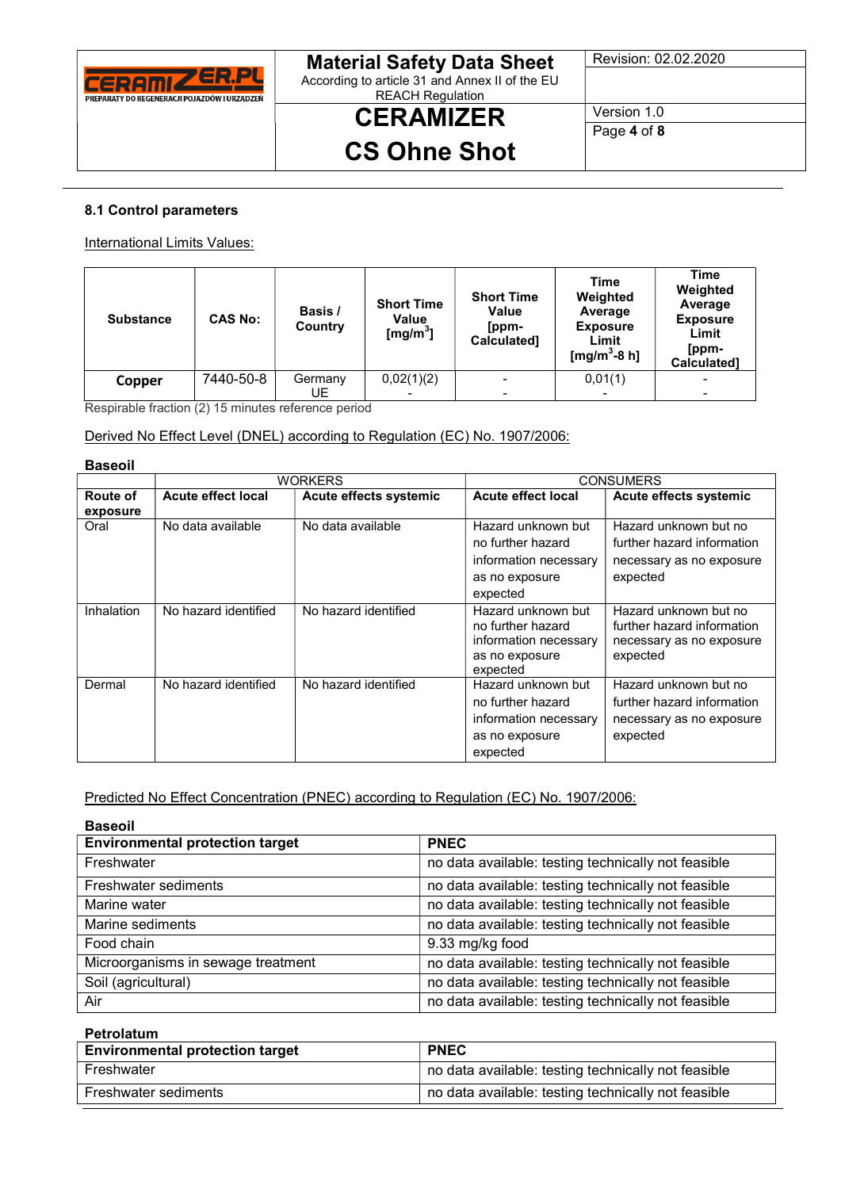### 8.1 Control parameters

International Limits Values:

| Substance | CAS No: | Basis / Country | Short Time Value [mg/m$^3$] | Short Time Value [ppm-Calculated] | Time Weighted Average Exposure Limit [mg/m$^3$-8 h] | Time Weighted Average Exposure Limit [ppm-Calculated] |
|---|---|---|---|---|---|---|
| **Copper** | 7440-50-8 | Germany | 0,02(1)(2) | - | 0,01(1) | - |
| | | UE | - | - | - | - |

Respirable fraction (2) 15 minutes reference period

Derived No Effect Level (DNEL) according to Regulation (EC) No. 1907/2006:

**Baseoil**

| | WORKERS | | CONSUMERS | |
|---|---|---|---|---|
| **Route of exposure** | **Acute effect local** | **Acute effects systemic** | **Acute effect local** | **Acute effects systemic** |
| Oral | No data available | No data available | Hazard unknown but no further hazard information necessary as no exposure expected | Hazard unknown but no further hazard information necessary as no exposure expected |
| Inhalation | No hazard identified | No hazard identified | Hazard unknown but no further hazard information necessary as no exposure expected | Hazard unknown but no further hazard information necessary as no exposure expected |
| Dermal | No hazard identified | No hazard identified | Hazard unknown but no further hazard information necessary as no exposure expected | Hazard unknown but no further hazard information necessary as no exposure expected |

Predicted No Effect Concentration (PNEC) according to Regulation (EC) No. 1907/2006:

**Baseoil**

| Environmental protection target | PNEC |
|---|---|
| Freshwater | no data available: testing technically not feasible |
| Freshwater sediments | no data available: testing technically not feasible |
| Marine water | no data available: testing technically not feasible |
| Marine sediments | no data available: testing technically not feasible |
| Food chain | 9.33 mg/kg food |
| Microorganisms in sewage treatment | no data available: testing technically not feasible |
| Soil (agricultural) | no data available: testing technically not feasible |
| Air | no data available: testing technically not feasible |

**Petrolatum**

| Environmental protection target | PNEC |
|---|---|
| Freshwater | no data available: testing technically not feasible |
| Freshwater sediments | no data available: testing technically not feasible |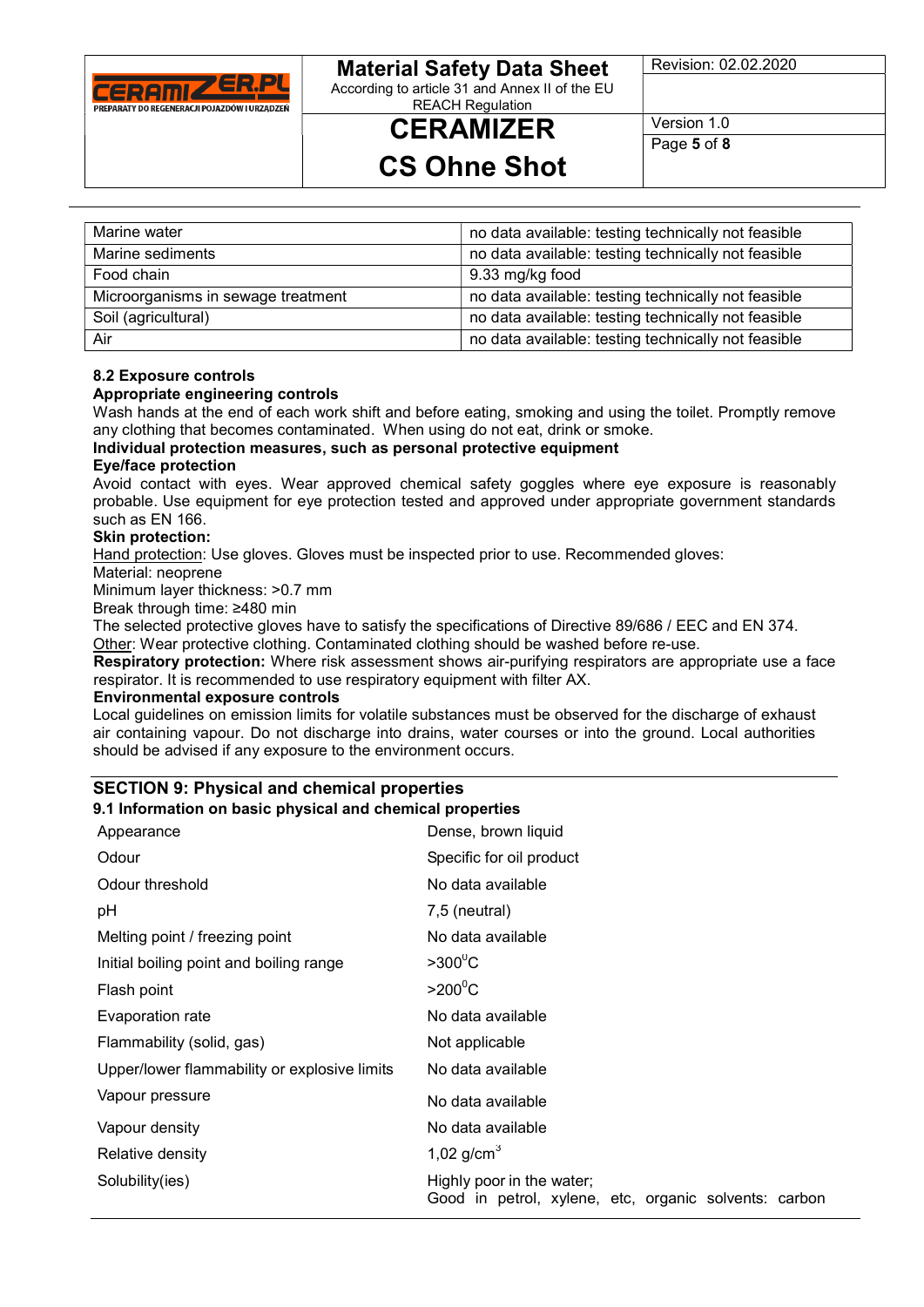| Marine water | no data available: testing technically not feasible |
| --- | --- |
| Marine sediments | no data available: testing technically not feasible |
| Food chain | 9.33 mg/kg food |
| Microorganisms in sewage treatment | no data available: testing technically not feasible |
| Soil (agricultural) | no data available: testing technically not feasible |
| Air | no data available: testing technically not feasible |

**8.2 Exposure controls**

**Appropriate engineering controls**

Wash hands at the end of each work shift and before eating, smoking and using the toilet. Promptly remove any clothing that becomes contaminated. When using do not eat, drink or smoke.

**Individual protection measures, such as personal protective equipment**

**Eye/face protection**

Avoid contact with eyes. Wear approved chemical safety goggles where eye exposure is reasonably probable. Use equipment for eye protection tested and approved under appropriate government standards such as EN 166.

**Skin protection:**

Hand protection: Use gloves. Gloves must be inspected prior to use. Recommended gloves:
Material: neoprene
Minimum layer thickness: >0.7 mm
Break through time: ≥480 min
The selected protective gloves have to satisfy the specifications of Directive 89/686 / EEC and EN 374.
Other: Wear protective clothing. Contaminated clothing should be washed before re-use.

**Respiratory protection:** Where risk assessment shows air-purifying respirators are appropriate use a face respirator. It is recommended to use respiratory equipment with filter AX.

**Environmental exposure controls**

Local guidelines on emission limits for volatile substances must be observed for the discharge of exhaust air containing vapour. Do not discharge into drains, water courses or into the ground. Local authorities should be advised if any exposure to the environment occurs.

## SECTION 9: Physical and chemical properties

**9.1 Information on basic physical and chemical properties**

| | |
| --- | --- |
| Appearance | Dense, brown liquid |
| Odour | Specific for oil product |
| Odour threshold | No data available |
| pH | 7,5 (neutral) |
| Melting point / freezing point | No data available |
| Initial boiling point and boiling range | >300$^0$C |
| Flash point | >200$^0$C |
| Evaporation rate | No data available |
| Flammability (solid, gas) | Not applicable |
| Upper/lower flammability or explosive limits | No data available |
| Vapour pressure | No data available |
| Vapour density | No data available |
| Relative density | 1,02 g/cm$^3$ |
| Solubility(ies) | Highly poor in the water; Good in petrol, xylene, etc, organic solvents: carbon |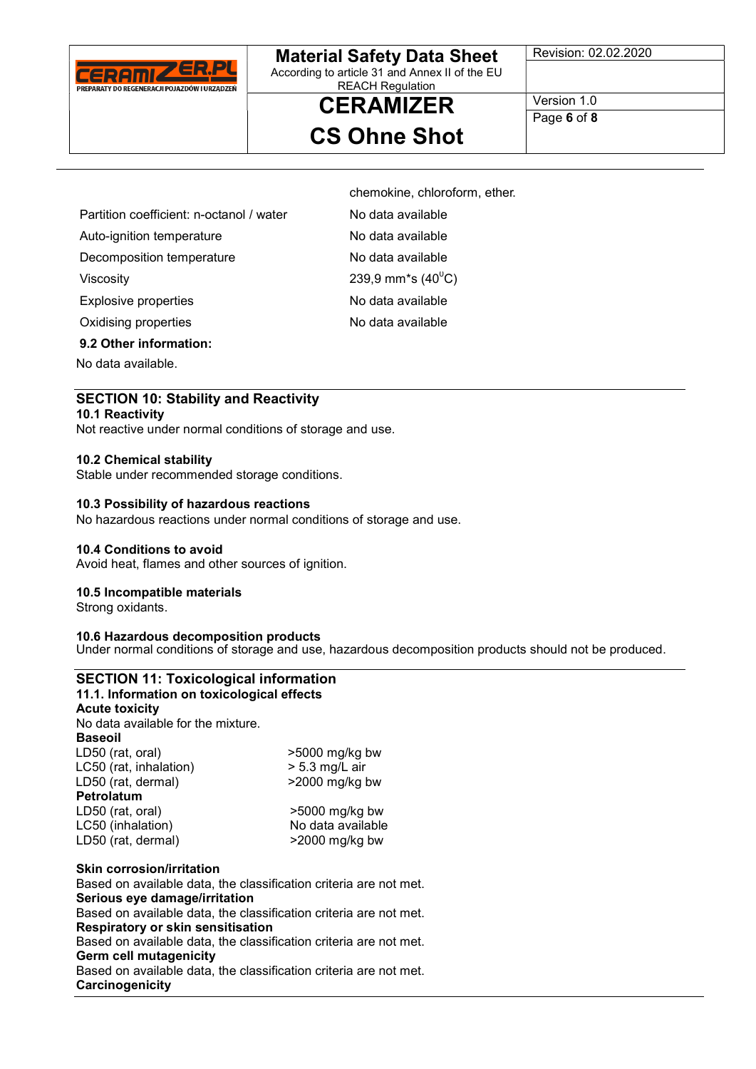| | |
|---|---|
| | chemokine, chloroform, ether. |
| Partition coefficient: n-octanol / water | No data available |
| Auto-ignition temperature | No data available |
| Decomposition temperature | No data available |
| Viscosity | 239,9 mm*s (40$^{0}$C) |
| Explosive properties | No data available |
| Oxidising properties | No data available |

**9.2 Other information:**

No data available.

## SECTION 10: Stability and Reactivity

**10.1 Reactivity**

Not reactive under normal conditions of storage and use.

**10.2 Chemical stability**

Stable under recommended storage conditions.

**10.3 Possibility of hazardous reactions**

No hazardous reactions under normal conditions of storage and use.

**10.4 Conditions to avoid**

Avoid heat, flames and other sources of ignition.

**10.5 Incompatible materials**

Strong oxidants.

**10.6 Hazardous decomposition products**

Under normal conditions of storage and use, hazardous decomposition products should not be produced.

## SECTION 11: Toxicological information

**11.1. Information on toxicological effects**

**Acute toxicity**

No data available for the mixture.

**Baseoil**

| | |
|---|---|
| LD50 (rat, oral) | >5000 mg/kg bw |
| LC50 (rat, inhalation) | > 5.3 mg/L air |
| LD50 (rat, dermal) | >2000 mg/kg bw |

**Petrolatum**

| | |
|---|---|
| LD50 (rat, oral) | >5000 mg/kg bw |
| LC50 (inhalation) | No data available |
| LD50 (rat, dermal) | >2000 mg/kg bw |

**Skin corrosion/irritation**

Based on available data, the classification criteria are not met.

**Serious eye damage/irritation**

Based on available data, the classification criteria are not met.

**Respiratory or skin sensitisation**

Based on available data, the classification criteria are not met.

**Germ cell mutagenicity**

Based on available data, the classification criteria are not met.

**Carcinogenicity**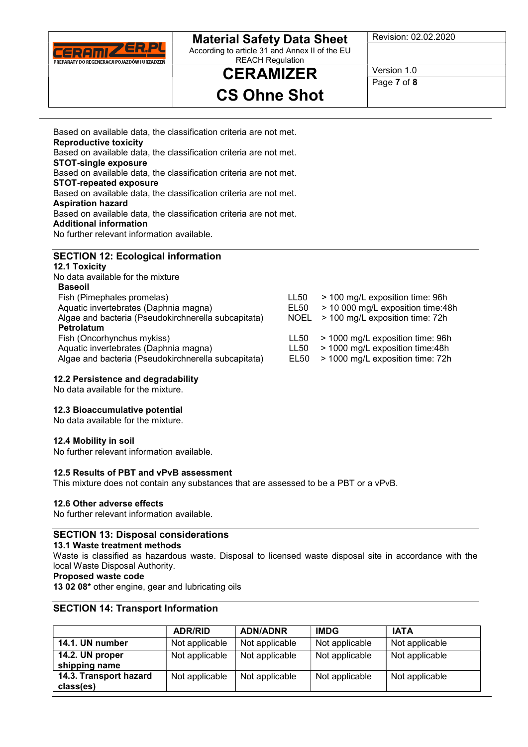Based on available data, the classification criteria are not met.

**Reproductive toxicity**

Based on available data, the classification criteria are not met.

**STOT-single exposure**

Based on available data, the classification criteria are not met.

**STOT-repeated exposure**

Based on available data, the classification criteria are not met.

**Aspiration hazard**

Based on available data, the classification criteria are not met.

**Additional information**

No further relevant information available.

## SECTION 12: Ecological information

### 12.1 Toxicity

No data available for the mixture

| | | |
|---|---|---|
| **Baseoil** | | |
| Fish (Pimephales promelas) | LL50 | > 100 mg/L exposition time: 96h |
| Aquatic invertebrates (Daphnia magna) | EL50 | > 10 000 mg/L exposition time:48h |
| Algae and bacteria (Pseudokirchnerella subcapitata) | NOEL | > 100 mg/L exposition time: 72h |
| **Petrolatum** | | |
| Fish (Oncorhynchus mykiss) | LL50 | > 1000 mg/L exposition time: 96h |
| Aquatic invertebrates (Daphnia magna) | LL50 | > 1000 mg/L exposition time:48h |
| Algae and bacteria (Pseudokirchnerella subcapitata) | EL50 | > 1000 mg/L exposition time: 72h |

### 12.2 Persistence and degradability

No data available for the mixture.

### 12.3 Bioaccumulative potential

No data available for the mixture.

### 12.4 Mobility in soil

No further relevant information available.

### 12.5 Results of PBT and vPvB assessment

This mixture does not contain any substances that are assessed to be a PBT or a vPvB.

### 12.6 Other adverse effects

No further relevant information available.

## SECTION 13: Disposal considerations

### 13.1 Waste treatment methods

Waste is classified as hazardous waste. Disposal to licensed waste disposal site in accordance with the local Waste Disposal Authority.

**Proposed waste code**

**13 02 08*** other engine, gear and lubricating oils

## SECTION 14: Transport Information

| | ADR/RID | ADN/ADNR | IMDG | IATA |
|---|---|---|---|---|
| **14.1. UN number** | Not applicable | Not applicable | Not applicable | Not applicable |
| **14.2. UN proper shipping name** | Not applicable | Not applicable | Not applicable | Not applicable |
| **14.3. Transport hazard class(es)** | Not applicable | Not applicable | Not applicable | Not applicable |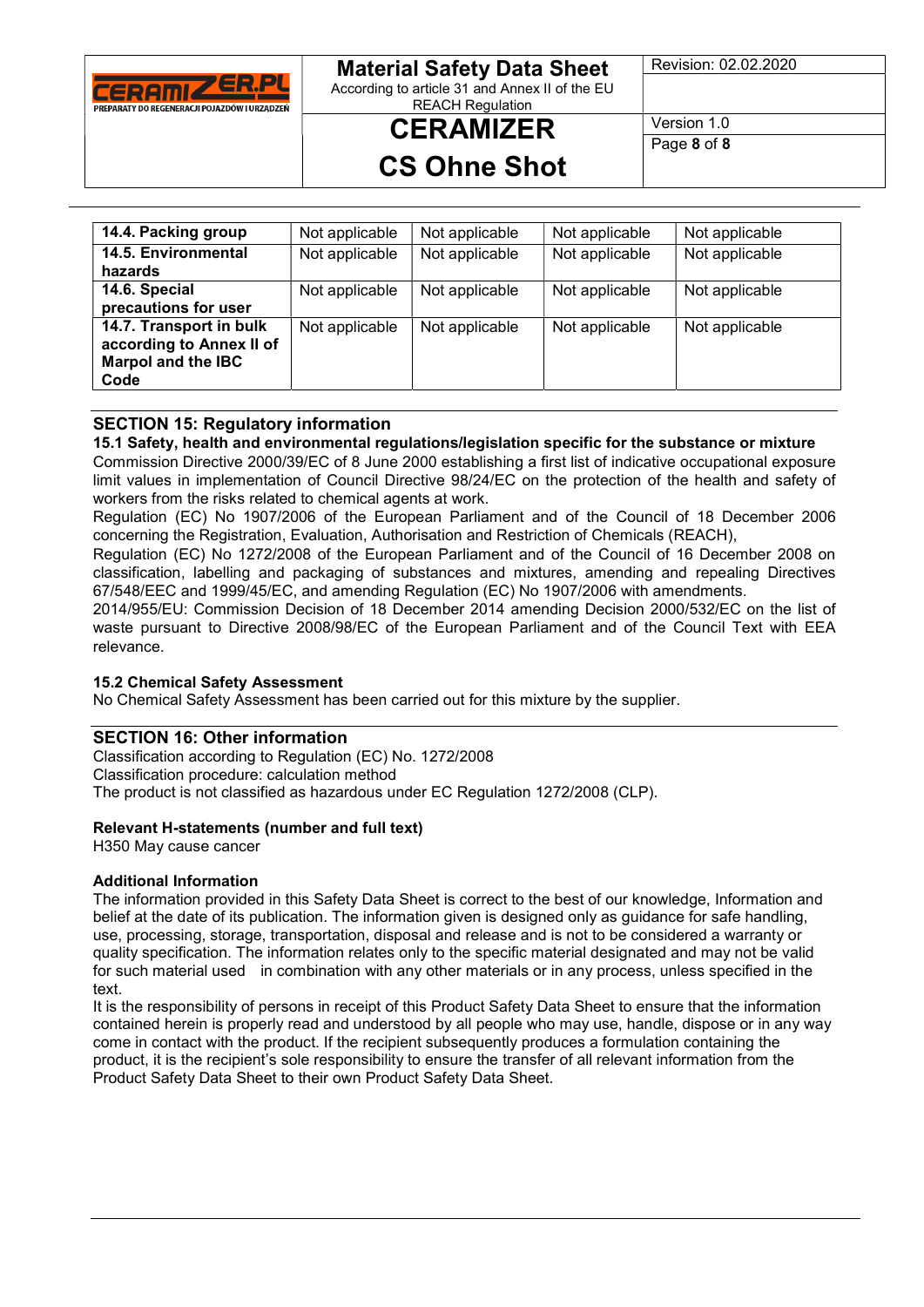| | | | | |
|---|---|---|---|---|
| **14.4. Packing group** | Not applicable | Not applicable | Not applicable | Not applicable |
| **14.5. Environmental hazards** | Not applicable | Not applicable | Not applicable | Not applicable |
| **14.6. Special precautions for user** | Not applicable | Not applicable | Not applicable | Not applicable |
| **14.7. Transport in bulk according to Annex II of Marpol and the IBC Code** | Not applicable | Not applicable | Not applicable | Not applicable |

## SECTION 15: Regulatory information

**15.1 Safety, health and environmental regulations/legislation specific for the substance or mixture**

Commission Directive 2000/39/EC of 8 June 2000 establishing a first list of indicative occupational exposure limit values in implementation of Council Directive 98/24/EC on the protection of the health and safety of workers from the risks related to chemical agents at work.
Regulation (EC) No 1907/2006 of the European Parliament and of the Council of 18 December 2006 concerning the Registration, Evaluation, Authorisation and Restriction of Chemicals (REACH),
Regulation (EC) No 1272/2008 of the European Parliament and of the Council of 16 December 2008 on classification, labelling and packaging of substances and mixtures, amending and repealing Directives 67/548/EEC and 1999/45/EC, and amending Regulation (EC) No 1907/2006 with amendments.
2014/955/EU: Commission Decision of 18 December 2014 amending Decision 2000/532/EC on the list of waste pursuant to Directive 2008/98/EC of the European Parliament and of the Council Text with EEA relevance.

**15.2 Chemical Safety Assessment**

No Chemical Safety Assessment has been carried out for this mixture by the supplier.

## SECTION 16: Other information

Classification according to Regulation (EC) No. 1272/2008
Classification procedure: calculation method
The product is not classified as hazardous under EC Regulation 1272/2008 (CLP).

**Relevant H-statements (number and full text)**

H350 May cause cancer

**Additional Information**

The information provided in this Safety Data Sheet is correct to the best of our knowledge, Information and belief at the date of its publication. The information given is designed only as guidance for safe handling, use, processing, storage, transportation, disposal and release and is not to be considered a warranty or quality specification. The information relates only to the specific material designated and may not be valid for such material used in combination with any other materials or in any process, unless specified in the text.
It is the responsibility of persons in receipt of this Product Safety Data Sheet to ensure that the information contained herein is properly read and understood by all people who may use, handle, dispose or in any way come in contact with the product. If the recipient subsequently produces a formulation containing the product, it is the recipient's sole responsibility to ensure the transfer of all relevant information from the Product Safety Data Sheet to their own Product Safety Data Sheet.